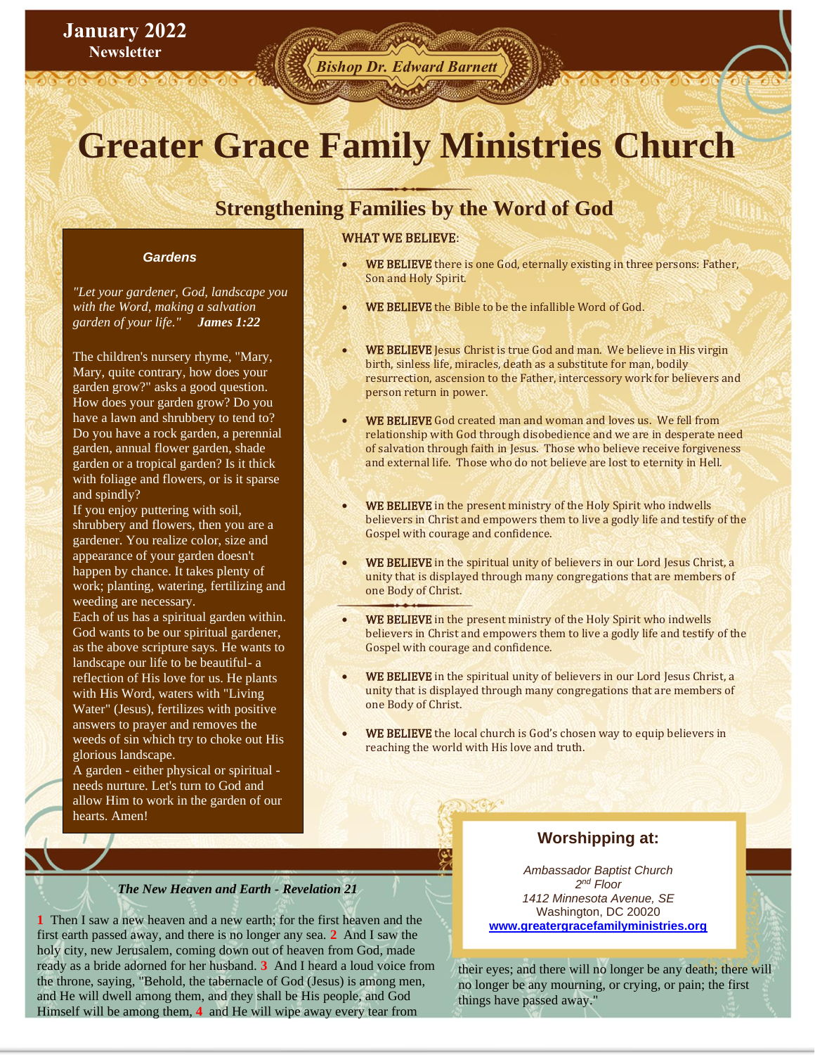**January 2022**
**Newsletter**

*Bishop Dr. Edward Barnett*

# Greater Grace Family Ministries Church

## Strengthening Families by the Word of God

### Gardens

*"Let your gardener, God, landscape you with the Word, making a salvation garden of your life."* ***James 1:22***

The children's nursery rhyme, "Mary, Mary, quite contrary, how does your garden grow?" asks a good question. How does your garden grow? Do you have a lawn and shrubbery to tend to? Do you have a rock garden, a perennial garden, annual flower garden, shade garden or a tropical garden? Is it thick with foliage and flowers, or is it sparse and spindly?

If you enjoy puttering with soil, shrubbery and flowers, then you are a gardener. You realize color, size and appearance of your garden doesn't happen by chance. It takes plenty of work; planting, watering, fertilizing and weeding are necessary.

Each of us has a spiritual garden within. God wants to be our spiritual gardener, as the above scripture says. He wants to landscape our life to be beautiful- a reflection of His love for us. He plants with His Word, waters with "Living Water" (Jesus), fertilizes with positive answers to prayer and removes the weeds of sin which try to choke out His glorious landscape.

A garden - either physical or spiritual - needs nurture. Let's turn to God and allow Him to work in the garden of our hearts. Amen!

### WHAT WE BELIEVE:

- **WE BELIEVE** there is one God, eternally existing in three persons: Father, Son and Holy Spirit.
- **WE BELIEVE** the Bible to be the infallible Word of God.
- **WE BELIEVE** Jesus Christ is true God and man. We believe in His virgin birth, sinless life, miracles, death as a substitute for man, bodily resurrection, ascension to the Father, intercessory work for believers and person return in power.
- **WE BELIEVE** God created man and woman and loves us. We fell from relationship with God through disobedience and we are in desperate need of salvation through faith in Jesus. Those who believe receive forgiveness and external life. Those who do not believe are lost to eternity in Hell.
- **WE BELIEVE** in the present ministry of the Holy Spirit who indwells believers in Christ and empowers them to live a godly life and testify of the Gospel with courage and confidence.
- **WE BELIEVE** in the spiritual unity of believers in our Lord Jesus Christ, a unity that is displayed through many congregations that are members of one Body of Christ.
- **WE BELIEVE** in the present ministry of the Holy Spirit who indwells believers in Christ and empowers them to live a godly life and testify of the Gospel with courage and confidence.
- **WE BELIEVE** in the spiritual unity of believers in our Lord Jesus Christ, a unity that is displayed through many congregations that are members of one Body of Christ.
- **WE BELIEVE** the local church is God's chosen way to equip believers in reaching the world with His love and truth.

### Worshipping at:

*Ambassador Baptist Church*
*2nd Floor*
*1412 Minnesota Avenue, SE*
Washington, DC 20020
**www.greatergracefamilyministries.org**

### *The New Heaven and Earth - Revelation 21*

**1** Then I saw a new heaven and a new earth; for the first heaven and the first earth passed away, and there is no longer any sea. **2** And I saw the holy city, new Jerusalem, coming down out of heaven from God, made ready as a bride adorned for her husband. **3** And I heard a loud voice from the throne, saying, "Behold, the tabernacle of God (Jesus) is among men, and He will dwell among them, and they shall be His people, and God Himself will be among them, **4** and He will wipe away every tear from their eyes; and there will no longer be any death; there will no longer be any mourning, or crying, or pain; the first things have passed away."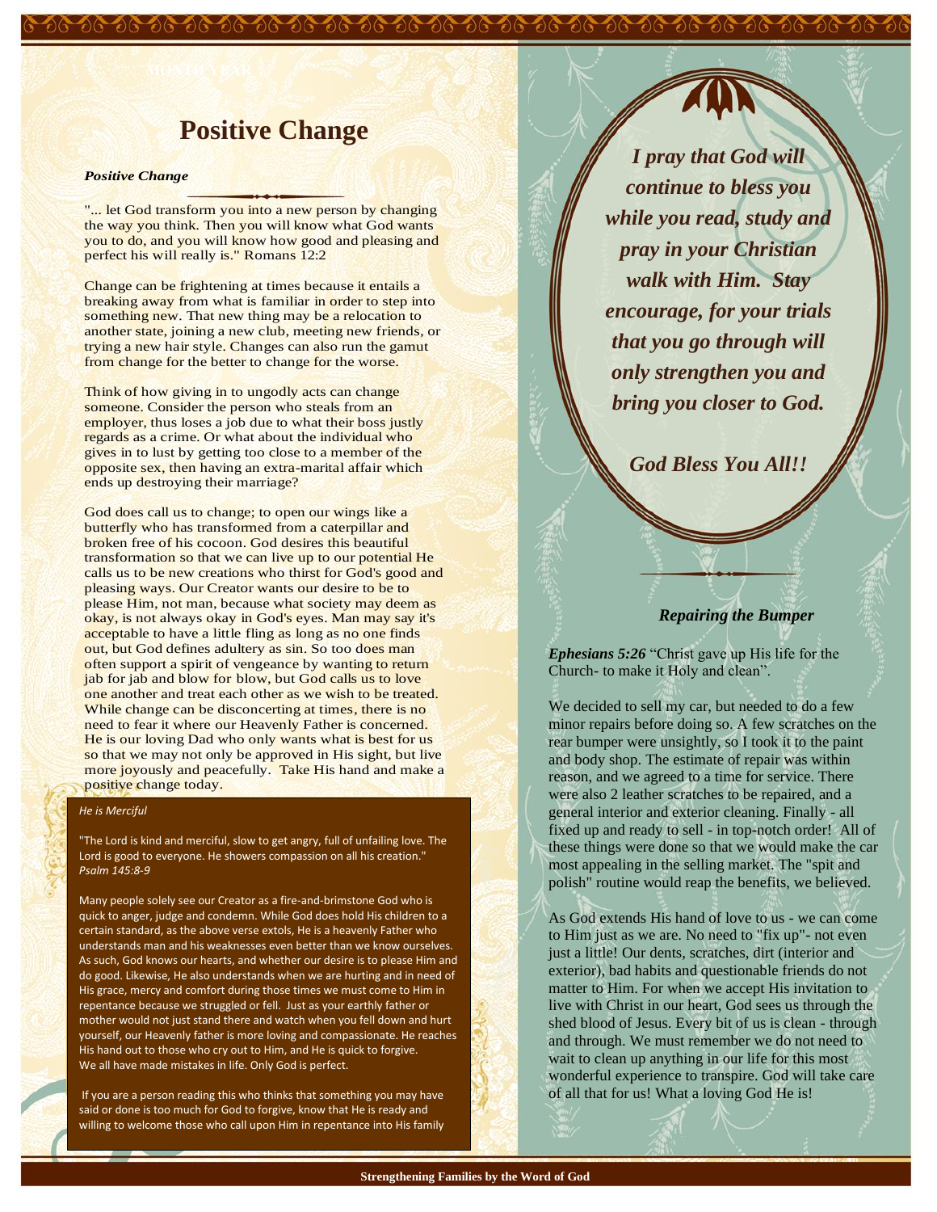# Positive Change

***Positive Change***

"... let God transform you into a new person by changing the way you think. Then you will know what God wants you to do, and you will know how good and pleasing and perfect his will really is." Romans 12:2

Change can be frightening at times because it entails a breaking away from what is familiar in order to step into something new. That new thing may be a relocation to another state, joining a new club, meeting new friends, or trying a new hair style. Changes can also run the gamut from change for the better to change for the worse.

Think of how giving in to ungodly acts can change someone. Consider the person who steals from an employer, thus loses a job due to what their boss justly regards as a crime. Or what about the individual who gives in to lust by getting too close to a member of the opposite sex, then having an extra-marital affair which ends up destroying their marriage?

God does call us to change; to open our wings like a butterfly who has transformed from a caterpillar and broken free of his cocoon. God desires this beautiful transformation so that we can live up to our potential He calls us to be new creations who thirst for God's good and pleasing ways. Our Creator wants our desire to be to please Him, not man, because what society may deem as okay, is not always okay in God's eyes. Man may say it's acceptable to have a little fling as long as no one finds out, but God defines adultery as sin. So too does man often support a spirit of vengeance by wanting to return jab for jab and blow for blow, but God calls us to love one another and treat each other as we wish to be treated. While change can be disconcerting at times, there is no need to fear it where our Heavenly Father is concerned. He is our loving Dad who only wants what is best for us so that we may not only be approved in His sight, but live more joyously and peacefully. Take His hand and make a positive change today.

*He is Merciful*

"The Lord is kind and merciful, slow to get angry, full of unfailing love. The Lord is good to everyone. He showers compassion on all his creation." *Psalm 145:8-9*

Many people solely see our Creator as a fire-and-brimstone God who is quick to anger, judge and condemn. While God does hold His children to a certain standard, as the above verse extols, He is a heavenly Father who understands man and his weaknesses even better than we know ourselves. As such, God knows our hearts, and whether our desire is to please Him and do good. Likewise, He also understands when we are hurting and in need of His grace, mercy and comfort during those times we must come to Him in repentance because we struggled or fell. Just as your earthly father or mother would not just stand there and watch when you fell down and hurt yourself, our Heavenly father is more loving and compassionate. He reaches His hand out to those who cry out to Him, and He is quick to forgive. We all have made mistakes in life. Only God is perfect.

If you are a person reading this who thinks that something you may have said or done is too much for God to forgive, know that He is ready and willing to welcome those who call upon Him in repentance into His family

***I pray that God will continue to bless you while you read, study and pray in your Christian walk with Him. Stay encourage, for your trials that you go through will only strengthen you and bring you closer to God.***

***God Bless You All!!***

***Repairing the Bumper***

***Ephesians 5:26*** "Christ gave up His life for the Church- to make it Holy and clean".

We decided to sell my car, but needed to do a few minor repairs before doing so. A few scratches on the rear bumper were unsightly, so I took it to the paint and body shop. The estimate of repair was within reason, and we agreed to a time for service. There were also 2 leather scratches to be repaired, and a general interior and exterior cleaning. Finally - all fixed up and ready to sell - in top-notch order! All of these things were done so that we would make the car most appealing in the selling market. The "spit and polish" routine would reap the benefits, we believed.

As God extends His hand of love to us - we can come to Him just as we are. No need to "fix up"- not even just a little! Our dents, scratches, dirt (interior and exterior), bad habits and questionable friends do not matter to Him. For when we accept His invitation to live with Christ in our heart, God sees us through the shed blood of Jesus. Every bit of us is clean - through and through. We must remember we do not need to wait to clean up anything in our life for this most wonderful experience to transpire. God will take care of all that for us! What a loving God He is!